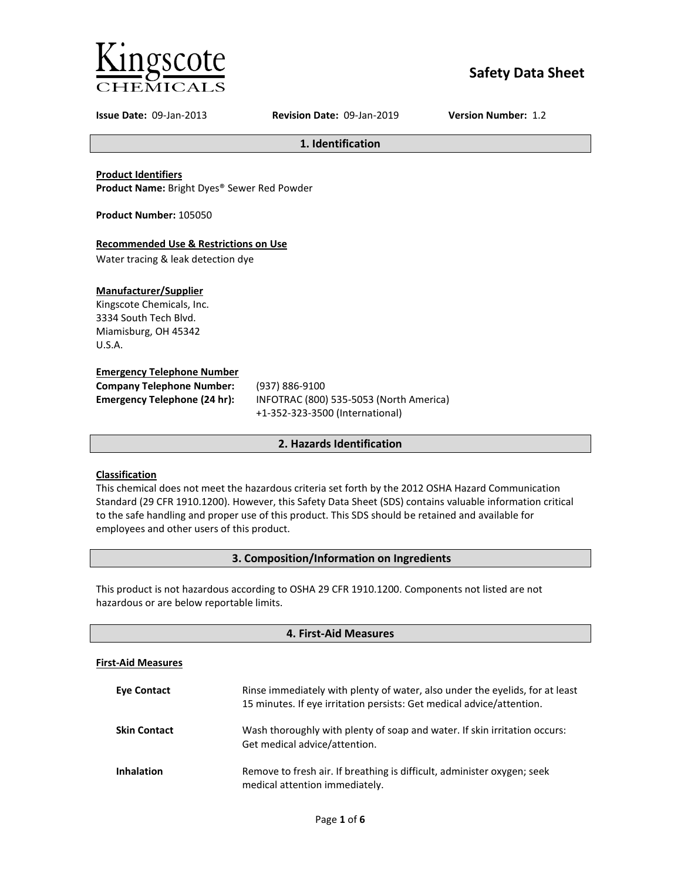Kingscote
CHEMICALS

# Safety Data Sheet

**Issue Date:** 09-Jan-2013 **Revision Date:** 09-Jan-2019 **Version Number:** 1.2

## 1. Identification

**Product Identifiers**
**Product Name:** Bright Dyes® Sewer Red Powder

**Product Number:** 105050

**Recommended Use & Restrictions on Use**
Water tracing & leak detection dye

**Manufacturer/Supplier**
Kingscote Chemicals, Inc.
3334 South Tech Blvd.
Miamisburg, OH 45342
U.S.A.

**Emergency Telephone Number**

**Company Telephone Number:** (937) 886-9100
**Emergency Telephone (24 hr):** INFOTRAC (800) 535-5053 (North America)
+1-352-323-3500 (International)

## 2. Hazards Identification

**Classification**
This chemical does not meet the hazardous criteria set forth by the 2012 OSHA Hazard Communication Standard (29 CFR 1910.1200). However, this Safety Data Sheet (SDS) contains valuable information critical to the safe handling and proper use of this product. This SDS should be retained and available for employees and other users of this product.

## 3. Composition/Information on Ingredients

This product is not hazardous according to OSHA 29 CFR 1910.1200. Components not listed are not hazardous or are below reportable limits.

## 4. First-Aid Measures

**First-Aid Measures**

**Eye Contact** Rinse immediately with plenty of water, also under the eyelids, for at least 15 minutes. If eye irritation persists: Get medical advice/attention.

**Skin Contact** Wash thoroughly with plenty of soap and water. If skin irritation occurs: Get medical advice/attention.

**Inhalation** Remove to fresh air. If breathing is difficult, administer oxygen; seek medical attention immediately.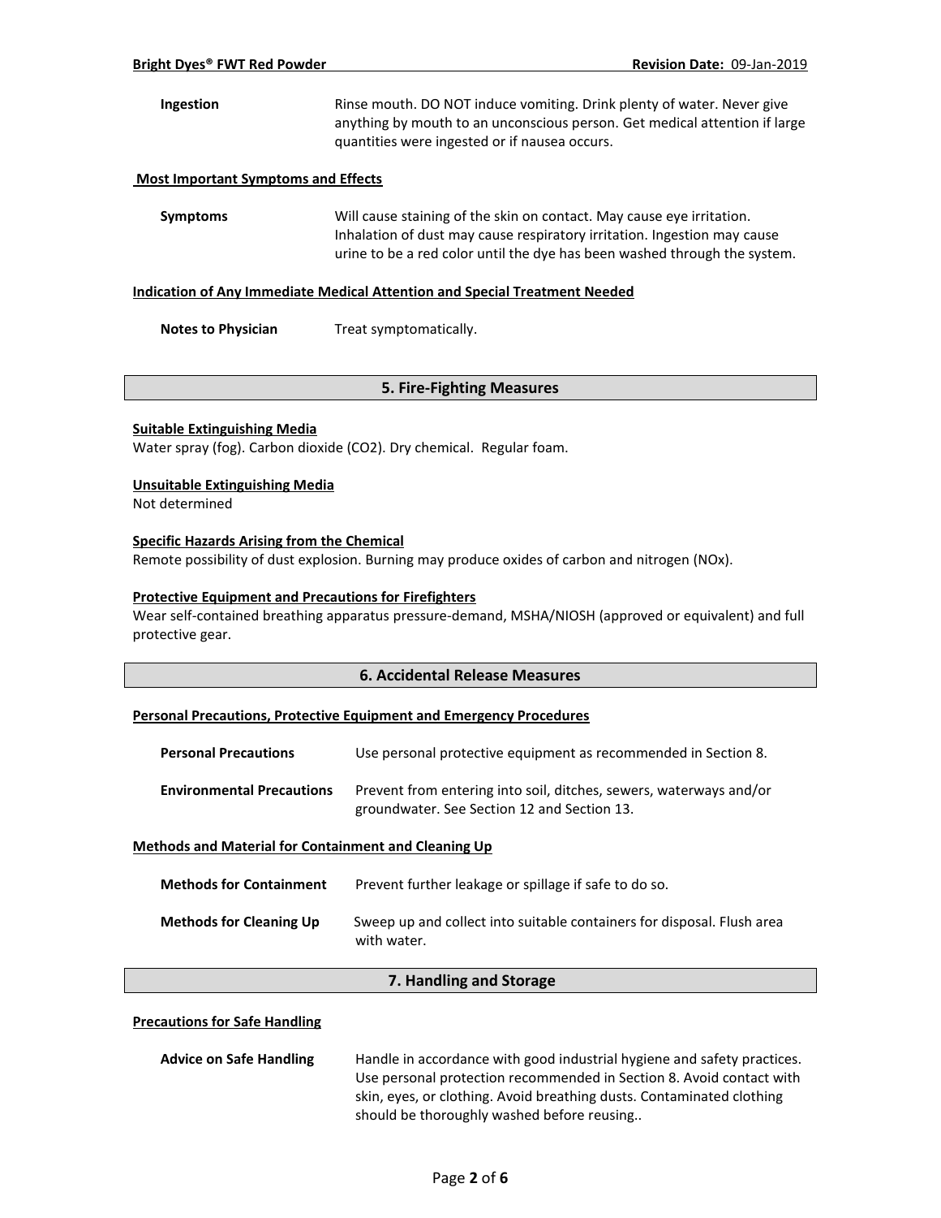**Ingestion** Rinse mouth. DO NOT induce vomiting. Drink plenty of water. Never give anything by mouth to an unconscious person. Get medical attention if large quantities were ingested or if nausea occurs.

**Most Important Symptoms and Effects**

**Symptoms** Will cause staining of the skin on contact. May cause eye irritation. Inhalation of dust may cause respiratory irritation. Ingestion may cause urine to be a red color until the dye has been washed through the system.

**Indication of Any Immediate Medical Attention and Special Treatment Needed**

**Notes to Physician** Treat symptomatically.

## 5. Fire-Fighting Measures

**Suitable Extinguishing Media**

Water spray (fog). Carbon dioxide ($CO_2$). Dry chemical. Regular foam.

**Unsuitable Extinguishing Media**

Not determined

**Specific Hazards Arising from the Chemical**

Remote possibility of dust explosion. Burning may produce oxides of carbon and nitrogen ($NO_x$).

**Protective Equipment and Precautions for Firefighters**

Wear self-contained breathing apparatus pressure-demand, MSHA/NIOSH (approved or equivalent) and full protective gear.

## 6. Accidental Release Measures

**Personal Precautions, Protective Equipment and Emergency Procedures**

**Personal Precautions** Use personal protective equipment as recommended in Section 8.

**Environmental Precautions** Prevent from entering into soil, ditches, sewers, waterways and/or groundwater. See Section 12 and Section 13.

**Methods and Material for Containment and Cleaning Up**

**Methods for Containment** Prevent further leakage or spillage if safe to do so.

**Methods for Cleaning Up** Sweep up and collect into suitable containers for disposal. Flush area with water.

## 7. Handling and Storage

**Precautions for Safe Handling**

**Advice on Safe Handling** Handle in accordance with good industrial hygiene and safety practices. Use personal protection recommended in Section 8. Avoid contact with skin, eyes, or clothing. Avoid breathing dusts. Contaminated clothing should be thoroughly washed before reusing..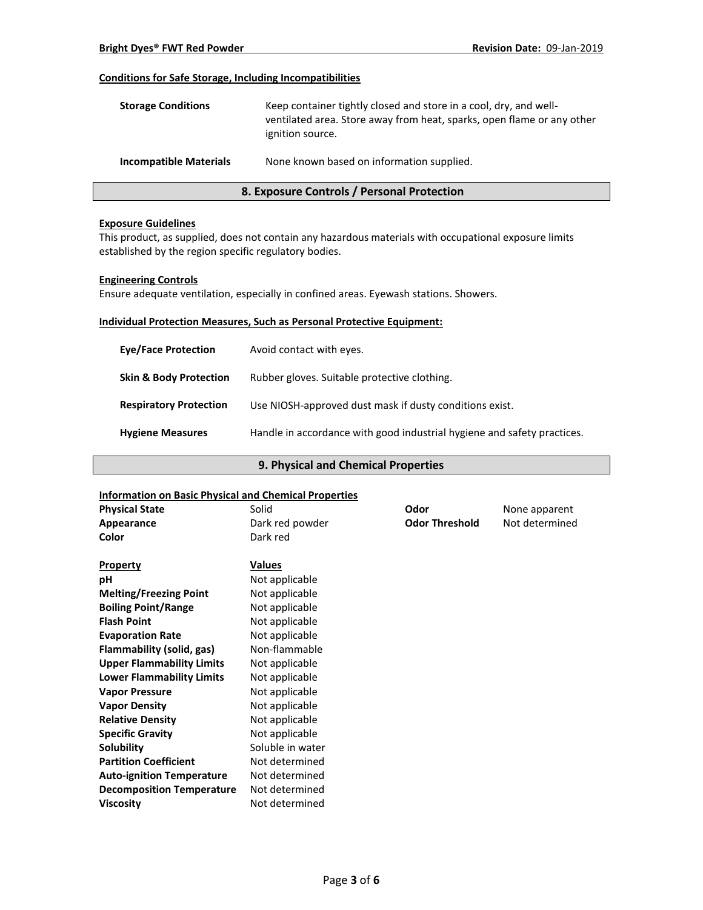#### Conditions for Safe Storage, Including Incompatibilities

| | |
|---|---|
| **Storage Conditions** | Keep container tightly closed and store in a cool, dry, and well-ventilated area. Store away from heat, sparks, open flame or any other ignition source. |
| **Incompatible Materials** | None known based on information supplied. |

## 8. Exposure Controls / Personal Protection

#### Exposure Guidelines

This product, as supplied, does not contain any hazardous materials with occupational exposure limits established by the region specific regulatory bodies.

#### Engineering Controls

Ensure adequate ventilation, especially in confined areas. Eyewash stations. Showers.

#### Individual Protection Measures, Such as Personal Protective Equipment:

| | |
|---|---|
| **Eye/Face Protection** | Avoid contact with eyes. |
| **Skin & Body Protection** | Rubber gloves. Suitable protective clothing. |
| **Respiratory Protection** | Use NIOSH-approved dust mask if dusty conditions exist. |
| **Hygiene Measures** | Handle in accordance with good industrial hygiene and safety practices. |

## 9. Physical and Chemical Properties

#### Information on Basic Physical and Chemical Properties

| | | | |
|---|---|---|---|
| **Physical State** | Solid | **Odor** | None apparent |
| **Appearance** | Dark red powder | **Odor Threshold** | Not determined |
| **Color** | Dark red | | |

| **Property** | **Values** |
|---|---|
| **pH** | Not applicable |
| **Melting/Freezing Point** | Not applicable |
| **Boiling Point/Range** | Not applicable |
| **Flash Point** | Not applicable |
| **Evaporation Rate** | Not applicable |
| **Flammability (solid, gas)** | Non-flammable |
| **Upper Flammability Limits** | Not applicable |
| **Lower Flammability Limits** | Not applicable |
| **Vapor Pressure** | Not applicable |
| **Vapor Density** | Not applicable |
| **Relative Density** | Not applicable |
| **Specific Gravity** | Not applicable |
| **Solubility** | Soluble in water |
| **Partition Coefficient** | Not determined |
| **Auto-ignition Temperature** | Not determined |
| **Decomposition Temperature** | Not determined |
| **Viscosity** | Not determined |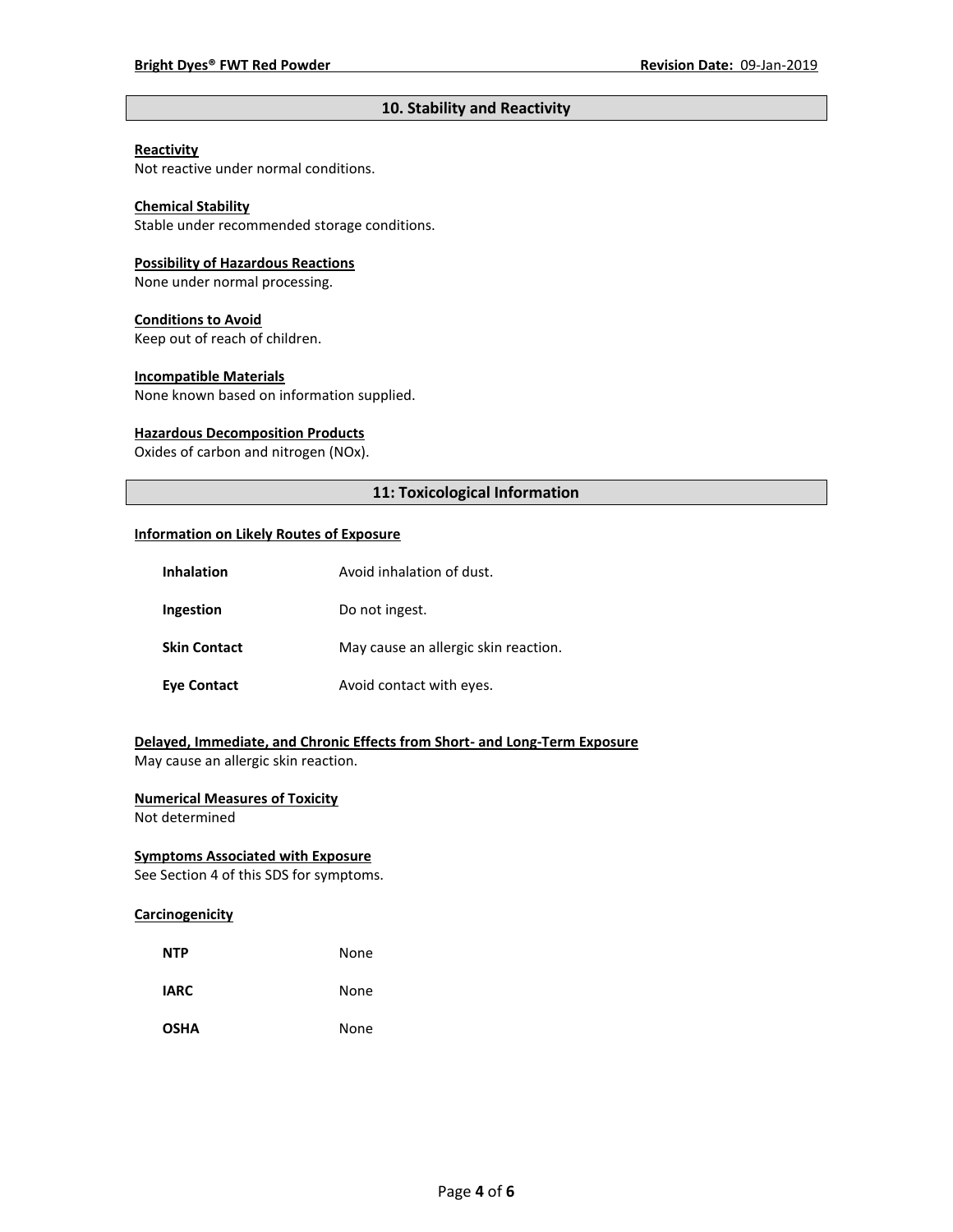## 10. Stability and Reactivity

**Reactivity**
Not reactive under normal conditions.

**Chemical Stability**
Stable under recommended storage conditions.

**Possibility of Hazardous Reactions**
None under normal processing.

**Conditions to Avoid**
Keep out of reach of children.

**Incompatible Materials**
None known based on information supplied.

**Hazardous Decomposition Products**
Oxides of carbon and nitrogen (NOx).

## 11: Toxicological Information

**Information on Likely Routes of Exposure**

| | |
|---|---|
| **Inhalation** | Avoid inhalation of dust. |
| **Ingestion** | Do not ingest. |
| **Skin Contact** | May cause an allergic skin reaction. |
| **Eye Contact** | Avoid contact with eyes. |

**Delayed, Immediate, and Chronic Effects from Short- and Long-Term Exposure**
May cause an allergic skin reaction.

**Numerical Measures of Toxicity**
Not determined

**Symptoms Associated with Exposure**
See Section 4 of this SDS for symptoms.

**Carcinogenicity**

| | |
|---|---|
| **NTP** | None |
| **IARC** | None |
| **OSHA** | None |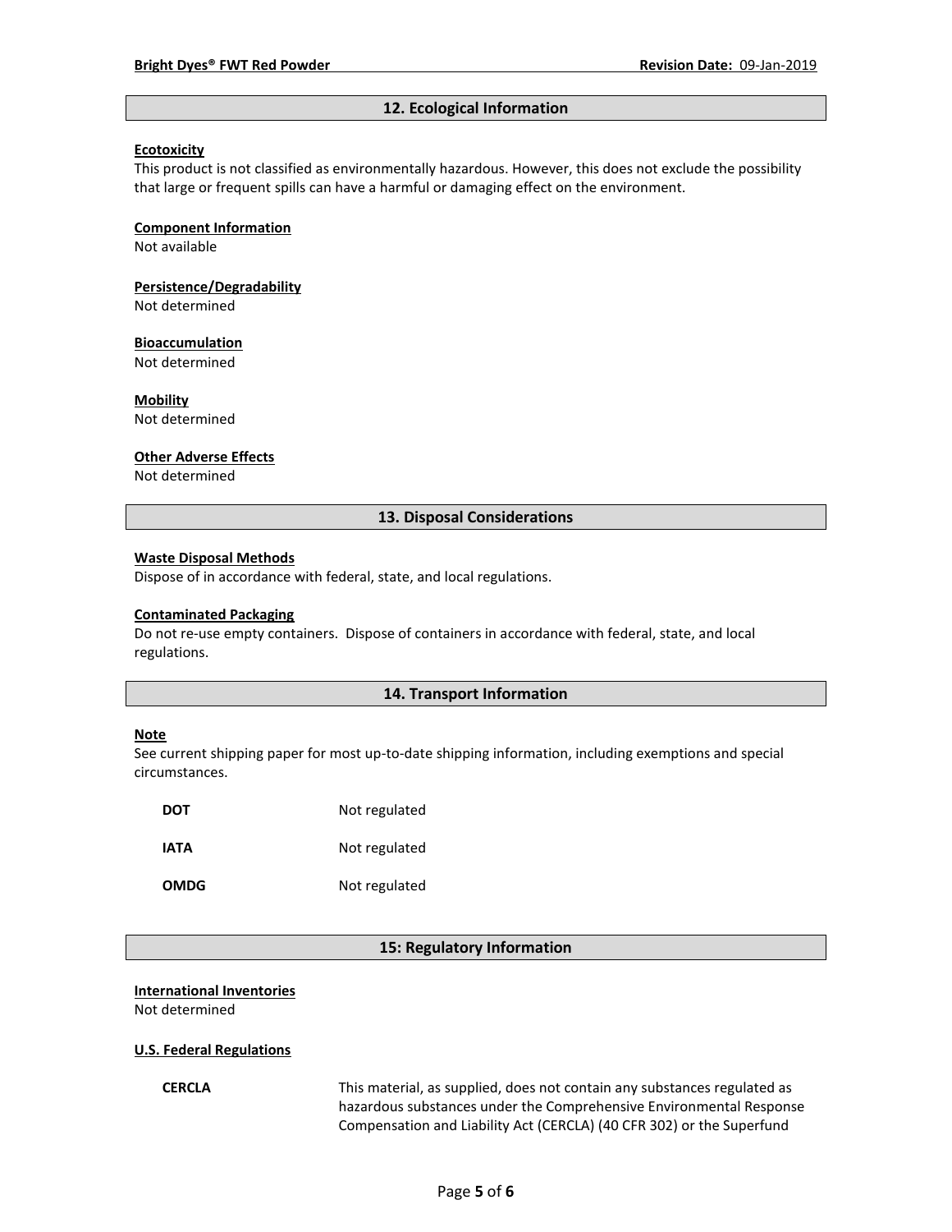## 12. Ecological Information

**Ecotoxicity**

This product is not classified as environmentally hazardous. However, this does not exclude the possibility that large or frequent spills can have a harmful or damaging effect on the environment.

**Component Information**

Not available

**Persistence/Degradability**

Not determined

**Bioaccumulation**

Not determined

**Mobility**

Not determined

**Other Adverse Effects**

Not determined

## 13. Disposal Considerations

**Waste Disposal Methods**

Dispose of in accordance with federal, state, and local regulations.

**Contaminated Packaging**

Do not re-use empty containers. Dispose of containers in accordance with federal, state, and local regulations.

## 14. Transport Information

**Note**

See current shipping paper for most up-to-date shipping information, including exemptions and special circumstances.

| | |
|---|---|
| **DOT** | Not regulated |
| **IATA** | Not regulated |
| **OMDG** | Not regulated |

## 15: Regulatory Information

**International Inventories**

Not determined

**U.S. Federal Regulations**

| | |
|---|---|
| **CERCLA** | This material, as supplied, does not contain any substances regulated as hazardous substances under the Comprehensive Environmental Response Compensation and Liability Act (CERCLA) (40 CFR 302) or the Superfund |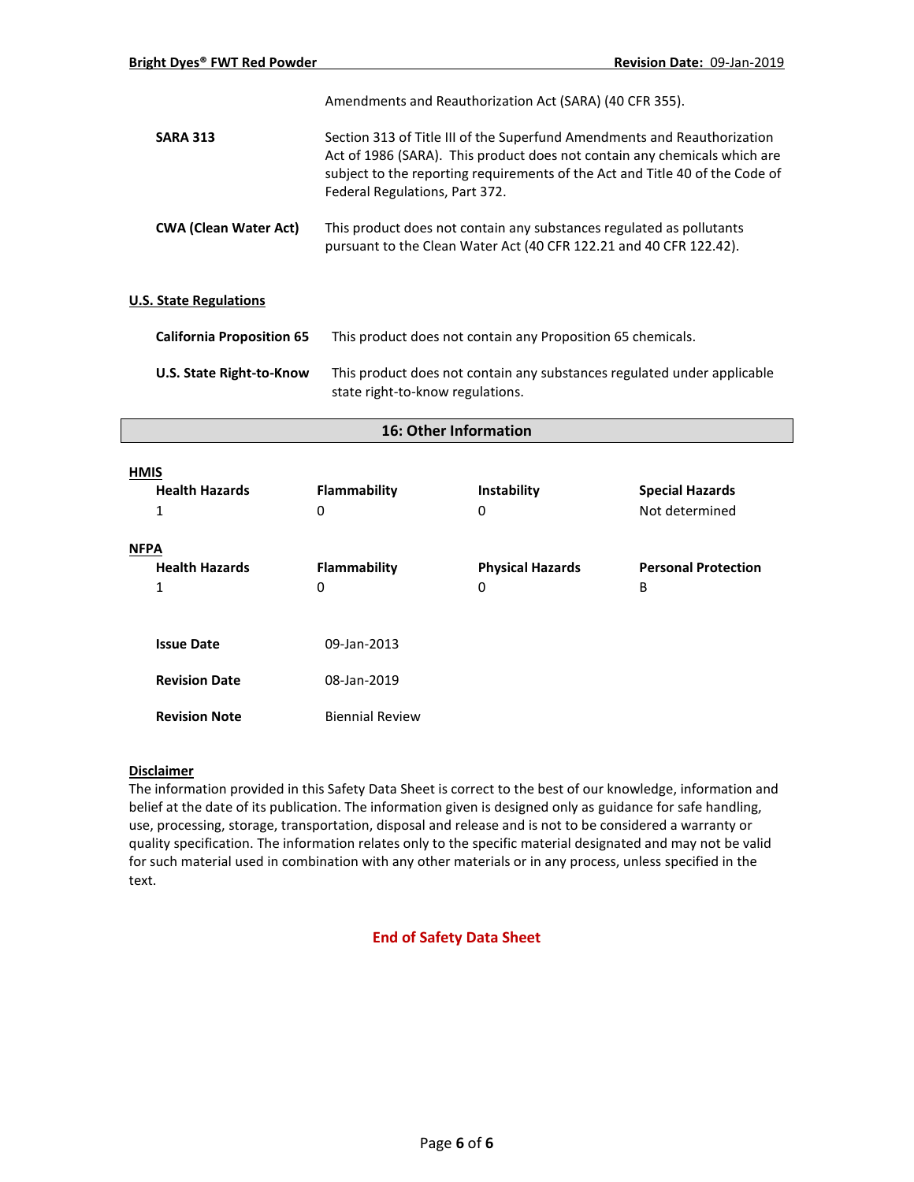Amendments and Reauthorization Act (SARA) (40 CFR 355).

**SARA 313** — Section 313 of Title III of the Superfund Amendments and Reauthorization Act of 1986 (SARA). This product does not contain any chemicals which are subject to the reporting requirements of the Act and Title 40 of the Code of Federal Regulations, Part 372.

**CWA (Clean Water Act)** — This product does not contain any substances regulated as pollutants pursuant to the Clean Water Act (40 CFR 122.21 and 40 CFR 122.42).

**U.S. State Regulations**

**California Proposition 65** — This product does not contain any Proposition 65 chemicals.

**U.S. State Right-to-Know** — This product does not contain any substances regulated under applicable state right-to-know regulations.

## 16: Other Information

**HMIS**

| Health Hazards | Flammability | Instability | Special Hazards |
|---|---|---|---|
| 1 | 0 | 0 | Not determined |

**NFPA**

| Health Hazards | Flammability | Physical Hazards | Personal Protection |
|---|---|---|---|
| 1 | 0 | 0 | B |

**Issue Date** 09-Jan-2013

**Revision Date** 08-Jan-2019

**Revision Note** Biennial Review

**Disclaimer**

The information provided in this Safety Data Sheet is correct to the best of our knowledge, information and belief at the date of its publication. The information given is designed only as guidance for safe handling, use, processing, storage, transportation, disposal and release and is not to be considered a warranty or quality specification. The information relates only to the specific material designated and may not be valid for such material used in combination with any other materials or in any process, unless specified in the text.

**End of Safety Data Sheet**